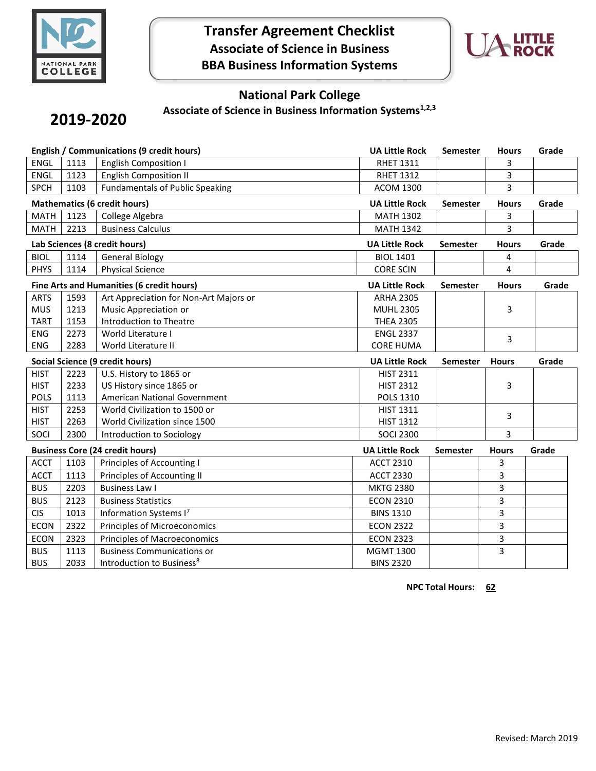# Transfer Agreement Checklist
## Associate of Science in Business
## BBA Business Information Systems

## National Park College
### Associate of Science in Business Information Systems[1,2,3]

**2019-2020**

| English / Communications (9 credit hours) | | | UA Little Rock | Semester | Hours | Grade |
|---|---|---|---|---|---|---|
| ENGL | 1113 | English Composition I | RHET 1311 | | 3 | |
| ENGL | 1123 | English Composition II | RHET 1312 | | 3 | |
| SPCH | 1103 | Fundamentals of Public Speaking | ACOM 1300 | | 3 | |

| Mathematics (6 credit hours) | | | UA Little Rock | Semester | Hours | Grade |
|---|---|---|---|---|---|---|
| MATH | 1123 | College Algebra | MATH 1302 | | 3 | |
| MATH | 2213 | Business Calculus | MATH 1342 | | 3 | |

| Lab Sciences (8 credit hours) | | | UA Little Rock | Semester | Hours | Grade |
|---|---|---|---|---|---|---|
| BIOL | 1114 | General Biology | BIOL 1401 | | 4 | |
| PHYS | 1114 | Physical Science | CORE SCIN | | 4 | |

| Fine Arts and Humanities (6 credit hours) | | | UA Little Rock | Semester | Hours | Grade |
|---|---|---|---|---|---|---|
| ARTS | 1593 | Art Appreciation for Non-Art Majors or | ARHA 2305 | | | |
| MUS | 1213 | Music Appreciation or | MUHL 2305 | | 3 | |
| TART | 1153 | Introduction to Theatre | THEA 2305 | | | |
| ENG | 2273 | World Literature I | ENGL 2337 | | 3 | |
| ENG | 2283 | World Literature II | CORE HUMA | | | |

| Social Science (9 credit hours) | | | UA Little Rock | Semester | Hours | Grade |
|---|---|---|---|---|---|---|
| HIST | 2223 | U.S. History to 1865 or | HIST 2311 | | | |
| HIST | 2233 | US History since 1865 or | HIST 2312 | | 3 | |
| POLS | 1113 | American National Government | POLS 1310 | | | |
| HIST | 2253 | World Civilization to 1500 or | HIST 1311 | | 3 | |
| HIST | 2263 | World Civilization since 1500 | HIST 1312 | | | |
| SOCI | 2300 | Introduction to Sociology | SOCI 2300 | | 3 | |

| Business Core (24 credit hours) | | | UA Little Rock | Semester | Hours | Grade |
|---|---|---|---|---|---|---|
| ACCT | 1103 | Principles of Accounting I | ACCT 2310 | | 3 | |
| ACCT | 1113 | Principles of Accounting II | ACCT 2330 | | 3 | |
| BUS | 2203 | Business Law I | MKTG 2380 | | 3 | |
| BUS | 2123 | Business Statistics | ECON 2310 | | 3 | |
| CIS | 1013 | Information Systems I[7] | BINS 1310 | | 3 | |
| ECON | 2322 | Principles of Microeconomics | ECON 2322 | | 3 | |
| ECON | 2323 | Principles of Macroeconomics | ECON 2323 | | 3 | |
| BUS | 1113 | Business Communications or | MGMT 1300 | | 3 | |
| BUS | 2033 | Introduction to Business[8] | BINS 2320 | | | |

**NPC Total Hours: 62**

Revised: March 2019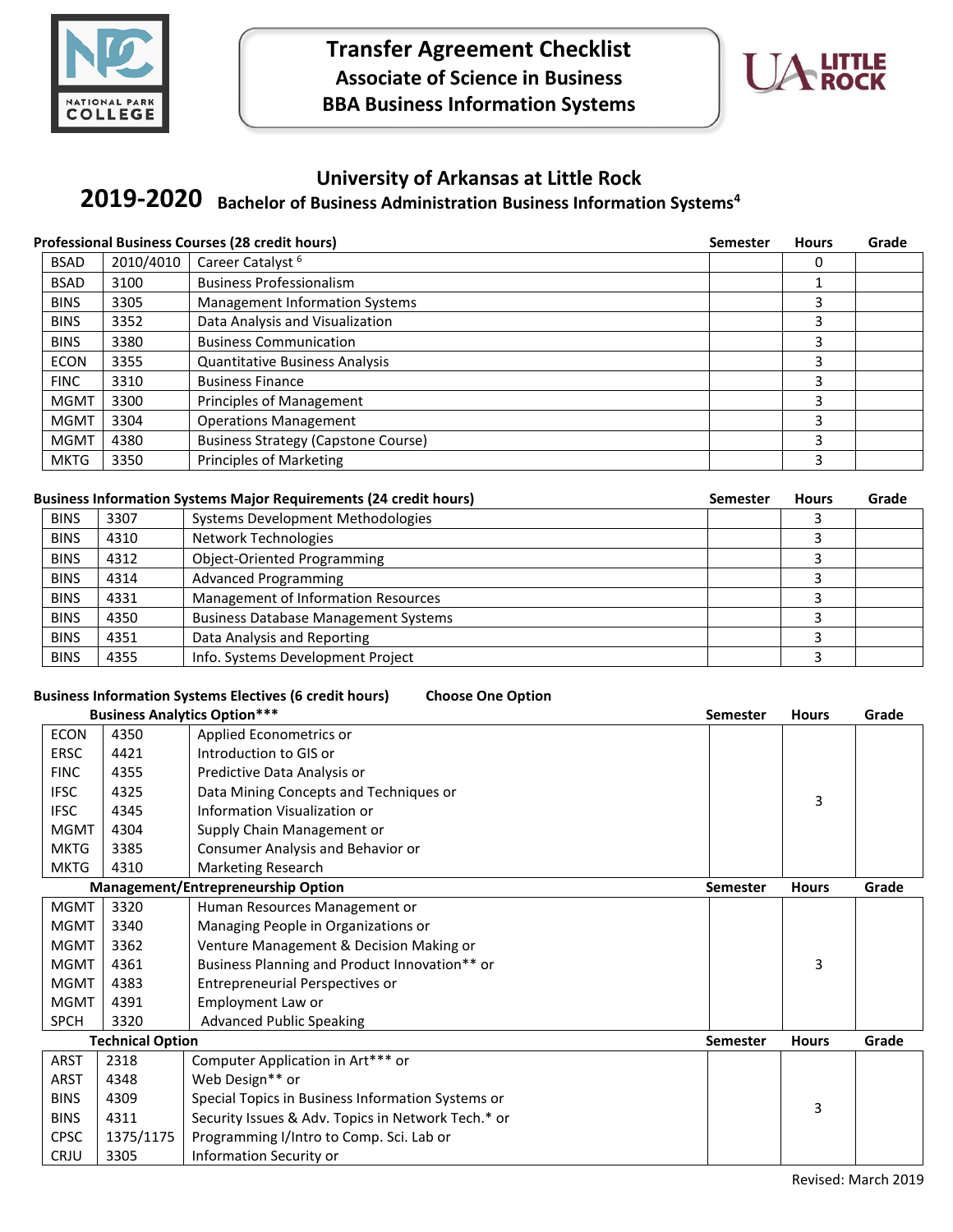# Transfer Agreement Checklist
## Associate of Science in Business
## BBA Business Information Systems

## University of Arkansas at Little Rock
### 2019-2020 Bachelor of Business Administration Business Information Systems[4]

**Professional Business Courses (28 credit hours)**

| | | | Semester | Hours | Grade |
|---|---|---|---|---|---|
| BSAD | 2010/4010 | Career Catalyst [6] | | 0 | |
| BSAD | 3100 | Business Professionalism | | 1 | |
| BINS | 3305 | Management Information Systems | | 3 | |
| BINS | 3352 | Data Analysis and Visualization | | 3 | |
| BINS | 3380 | Business Communication | | 3 | |
| ECON | 3355 | Quantitative Business Analysis | | 3 | |
| FINC | 3310 | Business Finance | | 3 | |
| MGMT | 3300 | Principles of Management | | 3 | |
| MGMT | 3304 | Operations Management | | 3 | |
| MGMT | 4380 | Business Strategy (Capstone Course) | | 3 | |
| MKTG | 3350 | Principles of Marketing | | 3 | |

**Business Information Systems Major Requirements (24 credit hours)**

| | | | Semester | Hours | Grade |
|---|---|---|---|---|---|
| BINS | 3307 | Systems Development Methodologies | | 3 | |
| BINS | 4310 | Network Technologies | | 3 | |
| BINS | 4312 | Object-Oriented Programming | | 3 | |
| BINS | 4314 | Advanced Programming | | 3 | |
| BINS | 4331 | Management of Information Resources | | 3 | |
| BINS | 4350 | Business Database Management Systems | | 3 | |
| BINS | 4351 | Data Analysis and Reporting | | 3 | |
| BINS | 4355 | Info. Systems Development Project | | 3 | |

**Business Information Systems Electives (6 credit hours)** **Choose One Option**

| Business Analytics Option*** | | | Semester | Hours | Grade |
|---|---|---|---|---|---|
| ECON | 4350 | Applied Econometrics or | | 3 | |
| ERSC | 4421 | Introduction to GIS or | | | |
| FINC | 4355 | Predictive Data Analysis or | | | |
| IFSC | 4325 | Data Mining Concepts and Techniques or | | | |
| IFSC | 4345 | Information Visualization or | | | |
| MGMT | 4304 | Supply Chain Management or | | | |
| MKTG | 3385 | Consumer Analysis and Behavior or | | | |
| MKTG | 4310 | Marketing Research | | | |
| **Management/Entrepreneurship Option** | | | **Semester** | **Hours** | **Grade** |
| MGMT | 3320 | Human Resources Management or | | 3 | |
| MGMT | 3340 | Managing People in Organizations or | | | |
| MGMT | 3362 | Venture Management & Decision Making or | | | |
| MGMT | 4361 | Business Planning and Product Innovation** or | | | |
| MGMT | 4383 | Entrepreneurial Perspectives or | | | |
| MGMT | 4391 | Employment Law or | | | |
| SPCH | 3320 | Advanced Public Speaking | | | |
| **Technical Option** | | | **Semester** | **Hours** | **Grade** |
| ARST | 2318 | Computer Application in Art*** or | | 3 | |
| ARST | 4348 | Web Design** or | | | |
| BINS | 4309 | Special Topics in Business Information Systems or | | | |
| BINS | 4311 | Security Issues & Adv. Topics in Network Tech.* or | | | |
| CPSC | 1375/1175 | Programming I/Intro to Comp. Sci. Lab or | | | |
| CRJU | 3305 | Information Security or | | | |

Revised: March 2019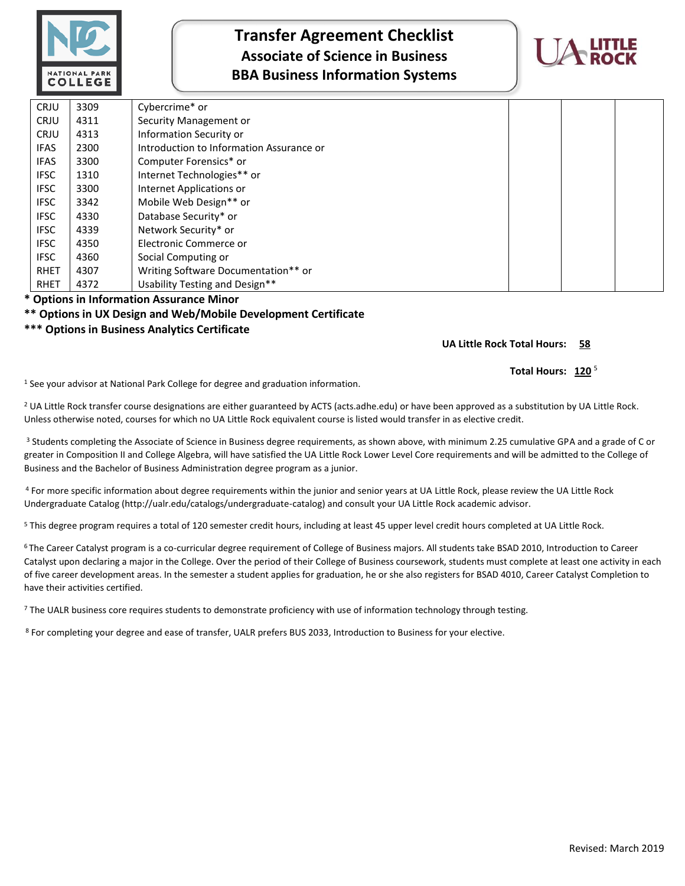# Transfer Agreement Checklist
## Associate of Science in Business
## BBA Business Information Systems

| | | | | | |
|---|---|---|---|---|---|
| CRJU | 3309 | Cybercrime* or | | | |
| CRJU | 4311 | Security Management or | | | |
| CRJU | 4313 | Information Security or | | | |
| IFAS | 2300 | Introduction to Information Assurance or | | | |
| IFAS | 3300 | Computer Forensics* or | | | |
| IFSC | 1310 | Internet Technologies** or | | | |
| IFSC | 3300 | Internet Applications or | | | |
| IFSC | 3342 | Mobile Web Design** or | | | |
| IFSC | 4330 | Database Security* or | | | |
| IFSC | 4339 | Network Security* or | | | |
| IFSC | 4350 | Electronic Commerce or | | | |
| IFSC | 4360 | Social Computing or | | | |
| RHET | 4307 | Writing Software Documentation** or | | | |
| RHET | 4372 | Usability Testing and Design** | | | |

**\* Options in Information Assurance Minor**

**\*\* Options in UX Design and Web/Mobile Development Certificate**

**\*\*\* Options in Business Analytics Certificate**

**UA Little Rock Total Hours: 58**

**Total Hours: 120** [5]

[1] See your advisor at National Park College for degree and graduation information.

[2] UA Little Rock transfer course designations are either guaranteed by ACTS (acts.adhe.edu) or have been approved as a substitution by UA Little Rock. Unless otherwise noted, courses for which no UA Little Rock equivalent course is listed would transfer in as elective credit.

[3] Students completing the Associate of Science in Business degree requirements, as shown above, with minimum 2.25 cumulative GPA and a grade of C or greater in Composition II and College Algebra, will have satisfied the UA Little Rock Lower Level Core requirements and will be admitted to the College of Business and the Bachelor of Business Administration degree program as a junior.

[4] For more specific information about degree requirements within the junior and senior years at UA Little Rock, please review the UA Little Rock Undergraduate Catalog (http://ualr.edu/catalogs/undergraduate-catalog) and consult your UA Little Rock academic advisor.

[5] This degree program requires a total of 120 semester credit hours, including at least 45 upper level credit hours completed at UA Little Rock.

[6] The Career Catalyst program is a co-curricular degree requirement of College of Business majors. All students take BSAD 2010, Introduction to Career Catalyst upon declaring a major in the College. Over the period of their College of Business coursework, students must complete at least one activity in each of five career development areas. In the semester a student applies for graduation, he or she also registers for BSAD 4010, Career Catalyst Completion to have their activities certified.

[7] The UALR business core requires students to demonstrate proficiency with use of information technology through testing.

[8] For completing your degree and ease of transfer, UALR prefers BUS 2033, Introduction to Business for your elective.

Revised: March 2019